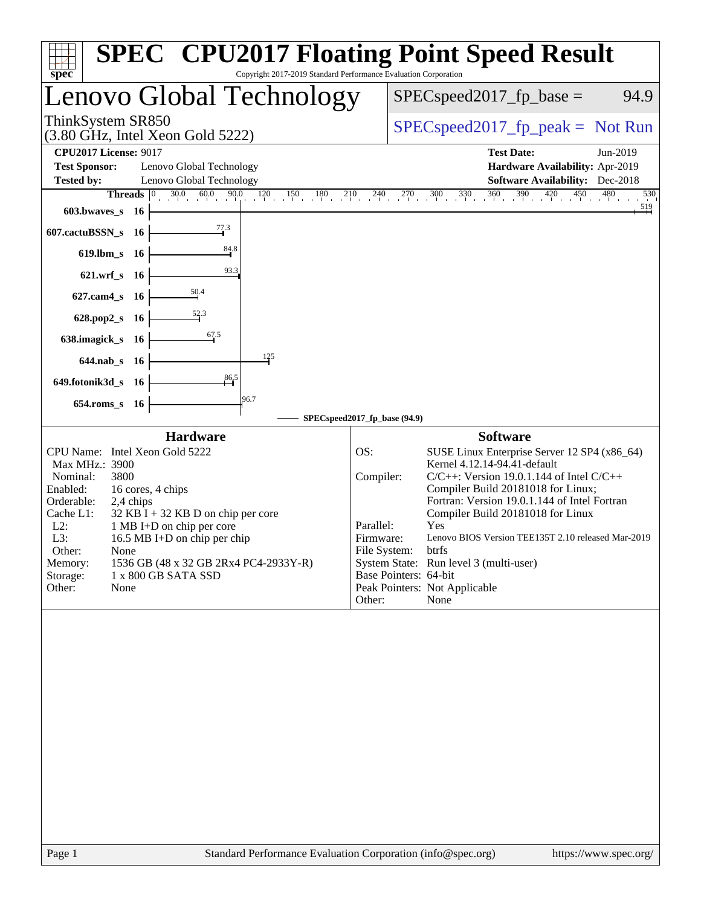# SPEC CPU2017 Floating Point Speed Result

Copyright 2017-2019 Standard Performance Evaluation Corporation

## Lenovo Global Technology

ThinkSystem SR850
(3.80 GHz, Intel Xeon Gold 5222)

SPECspeed2017_fp_base = 94.9

SPECspeed2017_fp_peak = Not Run

**CPU2017 License:** 9017
**Test Sponsor:** Lenovo Global Technology
**Tested by:** Lenovo Global Technology

**Test Date:** Jun-2019
**Hardware Availability:** Apr-2019
**Software Availability:** Dec-2018

| Benchmark | Threads | SPECspeed2017_fp_base (94.9) |
|---|---|---|
| 603.bwaves_s | 16 | 519 |
| 607.cactuBSSN_s | 16 | 77.3 |
| 619.lbm_s | 16 | 84.8 |
| 621.wrf_s | 16 | 93.3 |
| 627.cam4_s | 16 | 50.4 |
| 628.pop2_s | 16 | 52.3 |
| 638.imagick_s | 16 | 67.5 |
| 644.nab_s | 16 | 125 |
| 649.fotonik3d_s | 16 | 86.5 |
| 654.roms_s | 16 | 96.7 |

### Hardware

- CPU Name: Intel Xeon Gold 5222
- Max MHz.: 3900
- Nominal: 3800
- Enabled: 16 cores, 4 chips
- Orderable: 2,4 chips
- Cache L1: 32 KB I + 32 KB D on chip per core
- L2: 1 MB I+D on chip per core
- L3: 16.5 MB I+D on chip per chip
- Other: None
- Memory: 1536 GB (48 x 32 GB 2Rx4 PC4-2933Y-R)
- Storage: 1 x 800 GB SATA SSD
- Other: None

### Software

- OS: SUSE Linux Enterprise Server 12 SP4 (x86_64) Kernel 4.12.14-94.41-default
- Compiler: C/C++: Version 19.0.1.144 of Intel C/C++ Compiler Build 20181018 for Linux; Fortran: Version 19.0.1.144 of Intel Fortran Compiler Build 20181018 for Linux
- Parallel: Yes
- Firmware: Lenovo BIOS Version TEE135T 2.10 released Mar-2019
- File System: btrfs
- System State: Run level 3 (multi-user)
- Base Pointers: 64-bit
- Peak Pointers: Not Applicable
- Other: None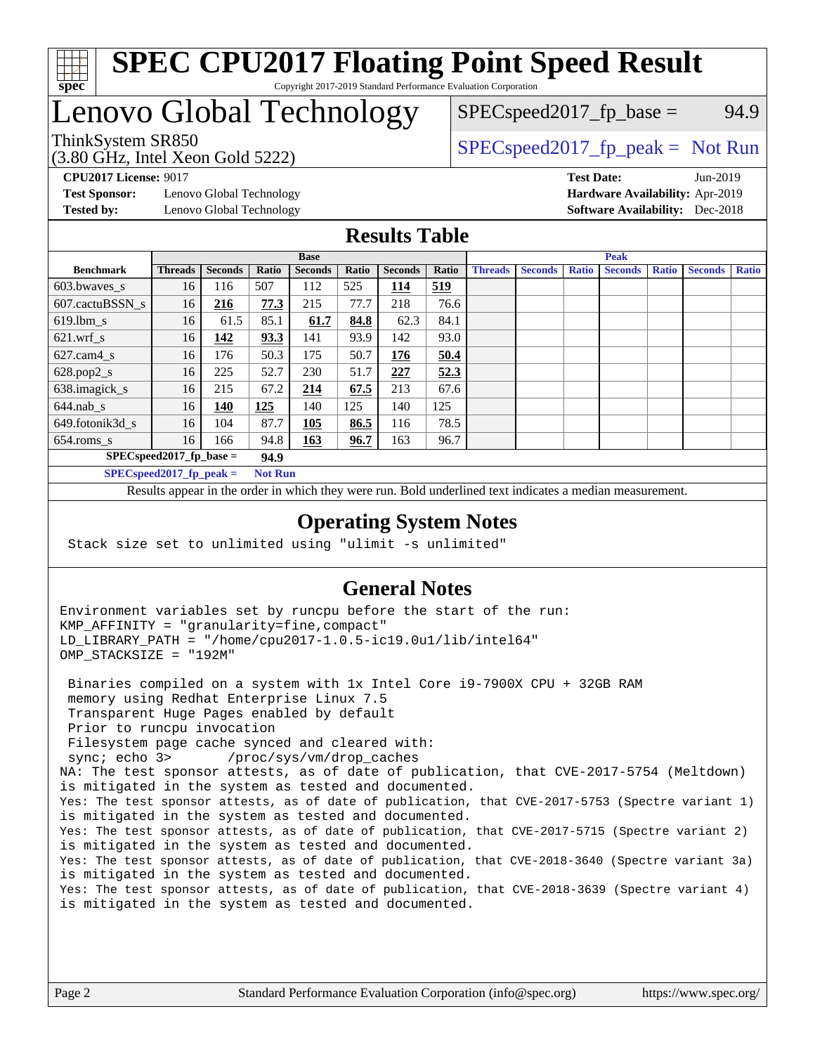# SPEC CPU2017 Floating Point Speed Result

Copyright 2017-2019 Standard Performance Evaluation Corporation

# Lenovo Global Technology

ThinkSystem SR850
(3.80 GHz, Intel Xeon Gold 5222)

SPECspeed2017_fp_base = 94.9

SPECspeed2017_fp_peak = Not Run

**CPU2017 License:** 9017
**Test Sponsor:** Lenovo Global Technology
**Tested by:** Lenovo Global Technology

**Test Date:** Jun-2019
**Hardware Availability:** Apr-2019
**Software Availability:** Dec-2018

## Results Table

| | Base | | | | | | | Peak | | | | | | |
|---|---|---|---|---|---|---|---|---|---|---|---|---|---|---|
| **Benchmark** | **Threads** | **Seconds** | **Ratio** | **Seconds** | **Ratio** | **Seconds** | **Ratio** | **Threads** | **Seconds** | **Ratio** | **Seconds** | **Ratio** | **Seconds** | **Ratio** |
| 603.bwaves_s | 16 | 116 | 507 | 112 | 525 | **114** | **519** | | | | | | | |
| 607.cactuBSSN_s | 16 | **216** | **77.3** | 215 | 77.7 | 218 | 76.6 | | | | | | | |
| 619.lbm_s | 16 | 61.5 | 85.1 | **61.7** | **84.8** | 62.3 | 84.1 | | | | | | | |
| 621.wrf_s | 16 | **142** | **93.3** | 141 | 93.9 | 142 | 93.0 | | | | | | | |
| 627.cam4_s | 16 | 176 | 50.3 | 175 | 50.7 | **176** | **50.4** | | | | | | | |
| 628.pop2_s | 16 | 225 | 52.7 | 230 | 51.7 | **227** | **52.3** | | | | | | | |
| 638.imagick_s | 16 | 215 | 67.2 | **214** | **67.5** | 213 | 67.6 | | | | | | | |
| 644.nab_s | 16 | **140** | **125** | 140 | 125 | 140 | 125 | | | | | | | |
| 649.fotonik3d_s | 16 | 104 | 87.7 | **105** | **86.5** | 116 | 78.5 | | | | | | | |
| 654.roms_s | 16 | 166 | 94.8 | **163** | **96.7** | 163 | 96.7 | | | | | | | |

**SPECspeed2017_fp_base =** **94.9**

**SPECspeed2017_fp_peak =** **Not Run**

Results appear in the order in which they were run. Bold underlined text indicates a median measurement.

## Operating System Notes

```
Stack size set to unlimited using "ulimit -s unlimited"
```

## General Notes

```
Environment variables set by runcpu before the start of the run:
KMP_AFFINITY = "granularity=fine,compact"
LD_LIBRARY_PATH = "/home/cpu2017-1.0.5-ic19.0u1/lib/intel64"
OMP_STACKSIZE = "192M"

 Binaries compiled on a system with 1x Intel Core i9-7900X CPU + 32GB RAM
 memory using Redhat Enterprise Linux 7.5
 Transparent Huge Pages enabled by default
 Prior to runcpu invocation
 Filesystem page cache synced and cleared with:
 sync; echo 3>       /proc/sys/vm/drop_caches
NA: The test sponsor attests, as of date of publication, that CVE-2017-5754 (Meltdown)
is mitigated in the system as tested and documented.
Yes: The test sponsor attests, as of date of publication, that CVE-2017-5753 (Spectre variant 1)
is mitigated in the system as tested and documented.
Yes: The test sponsor attests, as of date of publication, that CVE-2017-5715 (Spectre variant 2)
is mitigated in the system as tested and documented.
Yes: The test sponsor attests, as of date of publication, that CVE-2018-3640 (Spectre variant 3a)
is mitigated in the system as tested and documented.
Yes: The test sponsor attests, as of date of publication, that CVE-2018-3639 (Spectre variant 4)
is mitigated in the system as tested and documented.
```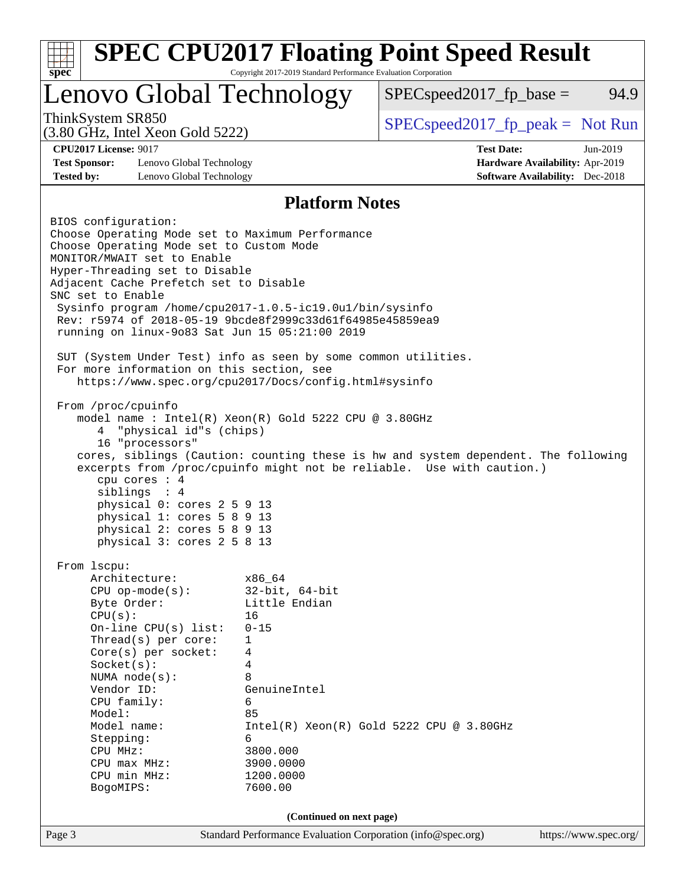## Platform Notes

```
BIOS configuration:
Choose Operating Mode set to Maximum Performance
Choose Operating Mode set to Custom Mode
MONITOR/MWAIT set to Enable
Hyper-Threading set to Disable
Adjacent Cache Prefetch set to Disable
SNC set to Enable
 Sysinfo program /home/cpu2017-1.0.5-ic19.0u1/bin/sysinfo
 Rev: r5974 of 2018-05-19 9bcde8f2999c33d61f64985e45859ea9
 running on linux-9o83 Sat Jun 15 05:21:00 2019

 SUT (System Under Test) info as seen by some common utilities.
 For more information on this section, see
    https://www.spec.org/cpu2017/Docs/config.html#sysinfo

 From /proc/cpuinfo
    model name : Intel(R) Xeon(R) Gold 5222 CPU @ 3.80GHz
       4  "physical id"s (chips)
       16 "processors"
    cores, siblings (Caution: counting these is hw and system dependent. The following
    excerpts from /proc/cpuinfo might not be reliable.  Use with caution.)
       cpu cores : 4
       siblings  : 4
       physical 0: cores 2 5 9 13
       physical 1: cores 5 8 9 13
       physical 2: cores 5 8 9 13
       physical 3: cores 2 5 8 13

 From lscpu:
      Architecture:          x86_64
      CPU op-mode(s):        32-bit, 64-bit
      Byte Order:            Little Endian
      CPU(s):                16
      On-line CPU(s) list:   0-15
      Thread(s) per core:    1
      Core(s) per socket:    4
      Socket(s):             4
      NUMA node(s):          8
      Vendor ID:             GenuineIntel
      CPU family:            6
      Model:                 85
      Model name:            Intel(R) Xeon(R) Gold 5222 CPU @ 3.80GHz
      Stepping:              6
      CPU MHz:               3800.000
      CPU max MHz:           3900.0000
      CPU min MHz:           1200.0000
      BogoMIPS:              7600.00
```

(Continued on next page)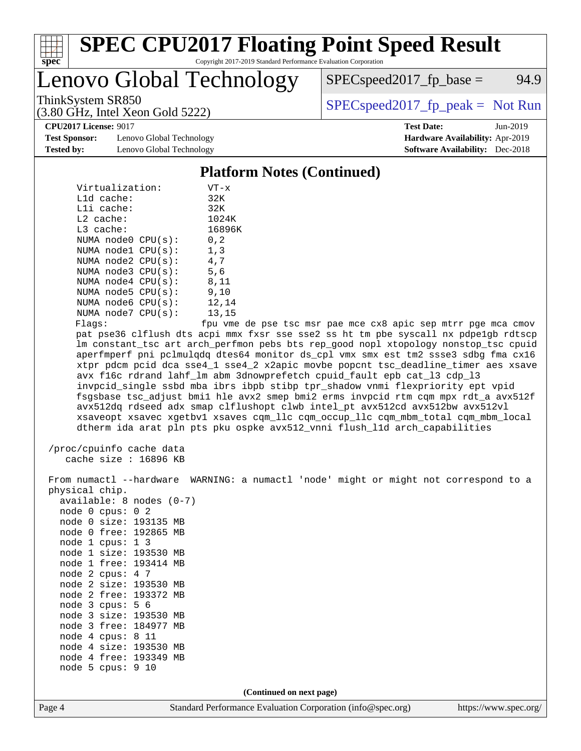## Platform Notes (Continued)

```
Virtualization:        VT-x
L1d cache:             32K
L1i cache:             32K
L2 cache:              1024K
L3 cache:              16896K
NUMA node0 CPU(s):     0,2
NUMA node1 CPU(s):     1,3
NUMA node2 CPU(s):     4,7
NUMA node3 CPU(s):     5,6
NUMA node4 CPU(s):     8,11
NUMA node5 CPU(s):     9,10
NUMA node6 CPU(s):     12,14
NUMA node7 CPU(s):     13,15
Flags:                 fpu vme de pse tsc msr pae mce cx8 apic sep mtrr pge mca cmov
pat pse36 clflush dts acpi mmx fxsr sse sse2 ss ht tm pbe syscall nx pdpe1gb rdtscp
lm constant_tsc art arch_perfmon pebs bts rep_good nopl xtopology nonstop_tsc cpuid
aperfmperf pni pclmulqdq dtes64 monitor ds_cpl vmx smx est tm2 ssse3 sdbg fma cx16
xtpr pdcm pcid dca sse4_1 sse4_2 x2apic movbe popcnt tsc_deadline_timer aes xsave
avx f16c rdrand lahf_lm abm 3dnowprefetch cpuid_fault epb cat_l3 cdp_l3
invpcid_single ssbd mba ibrs ibpb stibp tpr_shadow vnmi flexpriority ept vpid
fsgsbase tsc_adjust bmi1 hle avx2 smep bmi2 erms invpcid rtm cqm mpx rdt_a avx512f
avx512dq rdseed adx smap clflushopt clwb intel_pt avx512cd avx512bw avx512vl
xsaveopt xsavec xgetbv1 xsaves cqm_llc cqm_occup_llc cqm_mbm_total cqm_mbm_local
dtherm ida arat pln pts pku ospke avx512_vnni flush_l1d arch_capabilities

/proc/cpuinfo cache data
   cache size : 16896 KB

From numactl --hardware  WARNING: a numactl 'node' might or might not correspond to a
physical chip.
  available: 8 nodes (0-7)
  node 0 cpus: 0 2
  node 0 size: 193135 MB
  node 0 free: 192865 MB
  node 1 cpus: 1 3
  node 1 size: 193530 MB
  node 1 free: 193414 MB
  node 2 cpus: 4 7
  node 2 size: 193530 MB
  node 2 free: 193372 MB
  node 3 cpus: 5 6
  node 3 size: 193530 MB
  node 3 free: 184977 MB
  node 4 cpus: 8 11
  node 4 size: 193530 MB
  node 4 free: 193349 MB
  node 5 cpus: 9 10
```

(Continued on next page)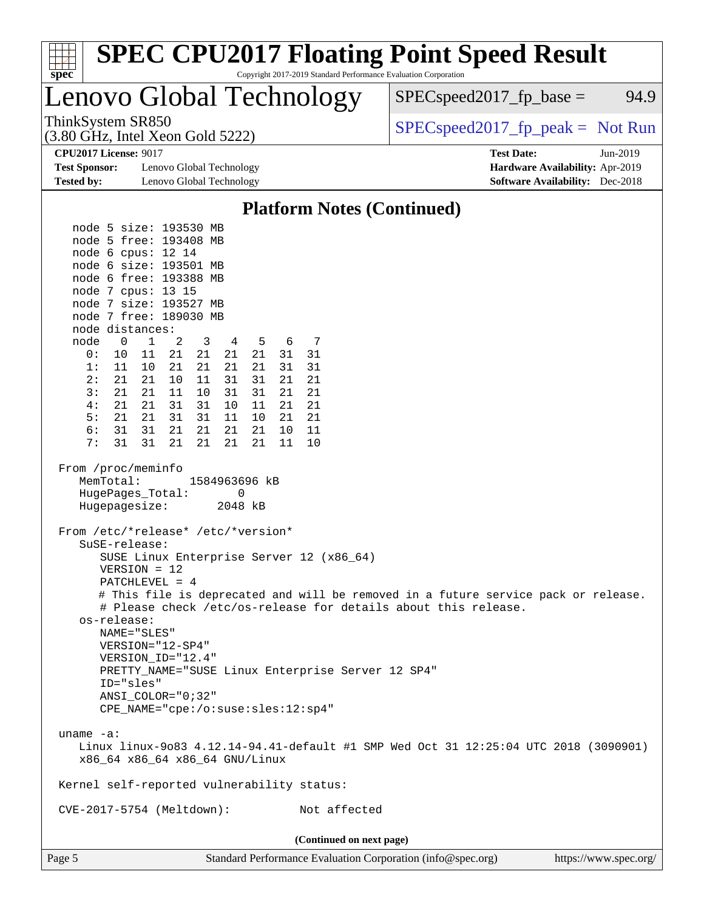# Lenovo Global Technology

ThinkSystem SR850
(3.80 GHz, Intel Xeon Gold 5222)

SPECspeed2017_fp_base = 94.9

SPECspeed2017_fp_peak = Not Run

**CPU2017 License:** 9017
**Test Sponsor:** Lenovo Global Technology
**Tested by:** Lenovo Global Technology

**Test Date:** Jun-2019
**Hardware Availability:** Apr-2019
**Software Availability:** Dec-2018

## Platform Notes (Continued)

```
   node 5 size: 193530 MB
   node 5 free: 193408 MB
   node 6 cpus: 12 14
   node 6 size: 193501 MB
   node 6 free: 193388 MB
   node 7 cpus: 13 15
   node 7 size: 193527 MB
   node 7 free: 189030 MB
   node distances:
   node   0   1   2   3   4   5   6   7
     0:  10  11  21  21  21  21  31  31
     1:  11  10  21  21  21  21  31  31
     2:  21  21  10  11  31  31  21  21
     3:  21  21  11  10  31  31  21  21
     4:  21  21  31  31  10  11  21  21
     5:  21  21  31  31  11  10  21  21
     6:  31  31  21  21  21  21  10  11
     7:  31  31  21  21  21  21  11  10

 From /proc/meminfo
    MemTotal:       1584963696 kB
    HugePages_Total:       0
    Hugepagesize:       2048 kB

 From /etc/*release* /etc/*version*
    SuSE-release:
       SUSE Linux Enterprise Server 12 (x86_64)
       VERSION = 12
       PATCHLEVEL = 4
       # This file is deprecated and will be removed in a future service pack or release.
       # Please check /etc/os-release for details about this release.
    os-release:
       NAME="SLES"
       VERSION="12-SP4"
       VERSION_ID="12.4"
       PRETTY_NAME="SUSE Linux Enterprise Server 12 SP4"
       ID="sles"
       ANSI_COLOR="0;32"
       CPE_NAME="cpe:/o:suse:sles:12:sp4"

 uname -a:
    Linux linux-9o83 4.12.14-94.41-default #1 SMP Wed Oct 31 12:25:04 UTC 2018 (3090901)
    x86_64 x86_64 x86_64 GNU/Linux

 Kernel self-reported vulnerability status:

 CVE-2017-5754 (Meltdown):          Not affected
```

(Continued on next page)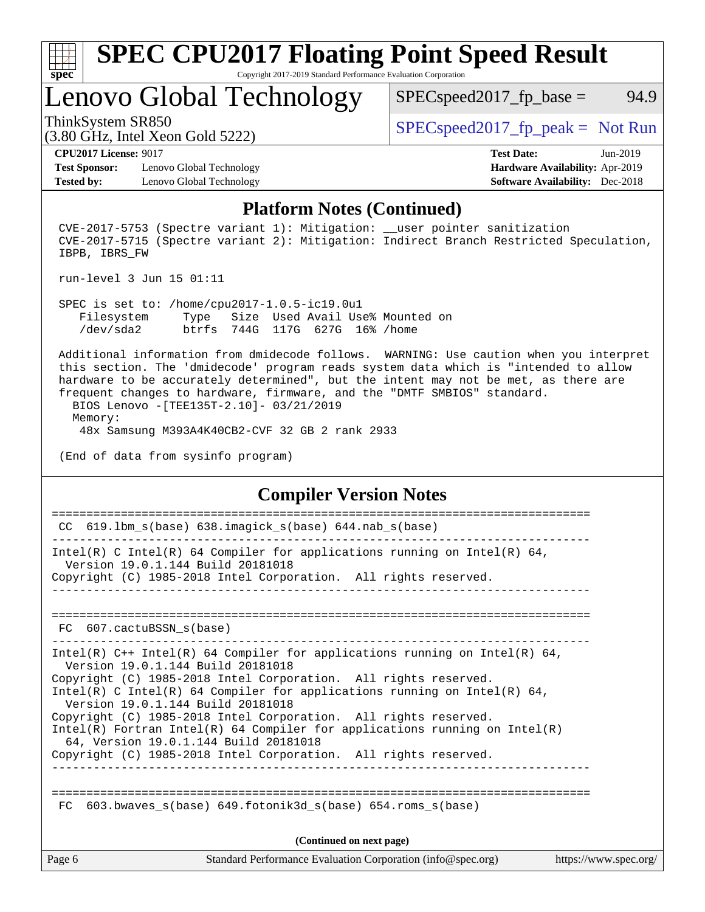# SPEC CPU2017 Floating Point Speed Result

Copyright 2017-2019 Standard Performance Evaluation Corporation

## Lenovo Global Technology

ThinkSystem SR850
(3.80 GHz, Intel Xeon Gold 5222)

SPECspeed2017_fp_base = 94.9

SPECspeed2017_fp_peak = Not Run

**CPU2017 License:** 9017
**Test Sponsor:** Lenovo Global Technology
**Tested by:** Lenovo Global Technology

**Test Date:** Jun-2019
**Hardware Availability:** Apr-2019
**Software Availability:** Dec-2018

### Platform Notes (Continued)

```
CVE-2017-5753 (Spectre variant 1): Mitigation: __user pointer sanitization
CVE-2017-5715 (Spectre variant 2): Mitigation: Indirect Branch Restricted Speculation,
IBPB, IBRS_FW

run-level 3 Jun 15 01:11

SPEC is set to: /home/cpu2017-1.0.5-ic19.0u1
   Filesystem     Type   Size  Used Avail Use% Mounted on
   /dev/sda2      btrfs  744G  117G  627G  16% /home

Additional information from dmidecode follows.  WARNING: Use caution when you interpret
this section. The 'dmidecode' program reads system data which is "intended to allow
hardware to be accurately determined", but the intent may not be met, as there are
frequent changes to hardware, firmware, and the "DMTF SMBIOS" standard.
  BIOS Lenovo -[TEE135T-2.10]- 03/21/2019
  Memory:
   48x Samsung M393A4K40CB2-CVF 32 GB 2 rank 2933

(End of data from sysinfo program)
```

### Compiler Version Notes

```
==============================================================================
 CC  619.lbm_s(base) 638.imagick_s(base) 644.nab_s(base)
------------------------------------------------------------------------------
Intel(R) C Intel(R) 64 Compiler for applications running on Intel(R) 64,
  Version 19.0.1.144 Build 20181018
Copyright (C) 1985-2018 Intel Corporation.  All rights reserved.
------------------------------------------------------------------------------

==============================================================================
 FC  607.cactuBSSN_s(base)
------------------------------------------------------------------------------
Intel(R) C++ Intel(R) 64 Compiler for applications running on Intel(R) 64,
  Version 19.0.1.144 Build 20181018
Copyright (C) 1985-2018 Intel Corporation.  All rights reserved.
Intel(R) C Intel(R) 64 Compiler for applications running on Intel(R) 64,
  Version 19.0.1.144 Build 20181018
Copyright (C) 1985-2018 Intel Corporation.  All rights reserved.
Intel(R) Fortran Intel(R) 64 Compiler for applications running on Intel(R)
  64, Version 19.0.1.144 Build 20181018
Copyright (C) 1985-2018 Intel Corporation.  All rights reserved.
------------------------------------------------------------------------------

==============================================================================
 FC  603.bwaves_s(base) 649.fotonik3d_s(base) 654.roms_s(base)
```

(Continued on next page)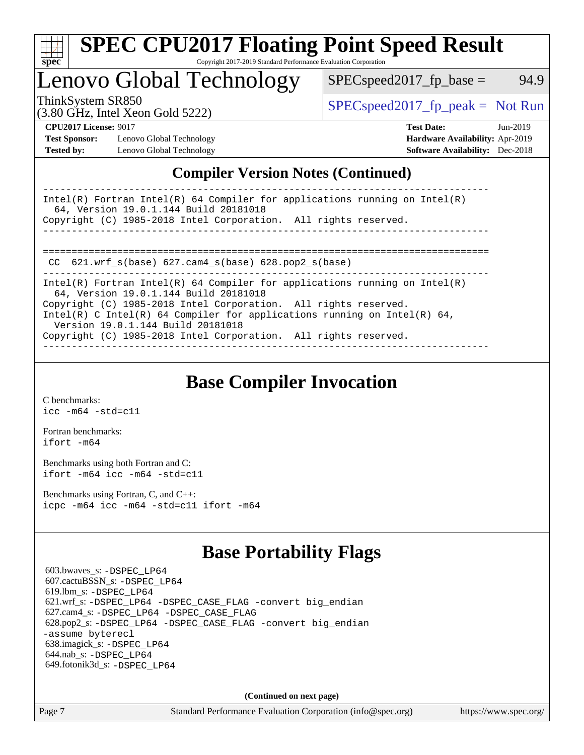# SPEC CPU2017 Floating Point Speed Result

Copyright 2017-2019 Standard Performance Evaluation Corporation

## Lenovo Global Technology

ThinkSystem SR850
(3.80 GHz, Intel Xeon Gold 5222)

SPECspeed2017_fp_base = 94.9

SPECspeed2017_fp_peak = Not Run

**CPU2017 License:** 9017
**Test Sponsor:** Lenovo Global Technology
**Tested by:** Lenovo Global Technology

**Test Date:** Jun-2019
**Hardware Availability:** Apr-2019
**Software Availability:** Dec-2018

## Compiler Version Notes (Continued)

```
------------------------------------------------------------------------------
Intel(R) Fortran Intel(R) 64 Compiler for applications running on Intel(R)
  64, Version 19.0.1.144 Build 20181018
Copyright (C) 1985-2018 Intel Corporation.  All rights reserved.
------------------------------------------------------------------------------

==============================================================================
 CC  621.wrf_s(base) 627.cam4_s(base) 628.pop2_s(base)
------------------------------------------------------------------------------
Intel(R) Fortran Intel(R) 64 Compiler for applications running on Intel(R)
  64, Version 19.0.1.144 Build 20181018
Copyright (C) 1985-2018 Intel Corporation.  All rights reserved.
Intel(R) C Intel(R) 64 Compiler for applications running on Intel(R) 64,
  Version 19.0.1.144 Build 20181018
Copyright (C) 1985-2018 Intel Corporation.  All rights reserved.
------------------------------------------------------------------------------
```

## Base Compiler Invocation

C benchmarks:
`icc -m64 -std=c11`

Fortran benchmarks:
`ifort -m64`

Benchmarks using both Fortran and C:
`ifort -m64 icc -m64 -std=c11`

Benchmarks using Fortran, C, and C++:
`icpc -m64 icc -m64 -std=c11 ifort -m64`

## Base Portability Flags

603.bwaves_s: `-DSPEC_LP64`
607.cactuBSSN_s: `-DSPEC_LP64`
619.lbm_s: `-DSPEC_LP64`
621.wrf_s: `-DSPEC_LP64 -DSPEC_CASE_FLAG -convert big_endian`
627.cam4_s: `-DSPEC_LP64 -DSPEC_CASE_FLAG`
628.pop2_s: `-DSPEC_LP64 -DSPEC_CASE_FLAG -convert big_endian -assume byterecl`
638.imagick_s: `-DSPEC_LP64`
644.nab_s: `-DSPEC_LP64`
649.fotonik3d_s: `-DSPEC_LP64`

**(Continued on next page)**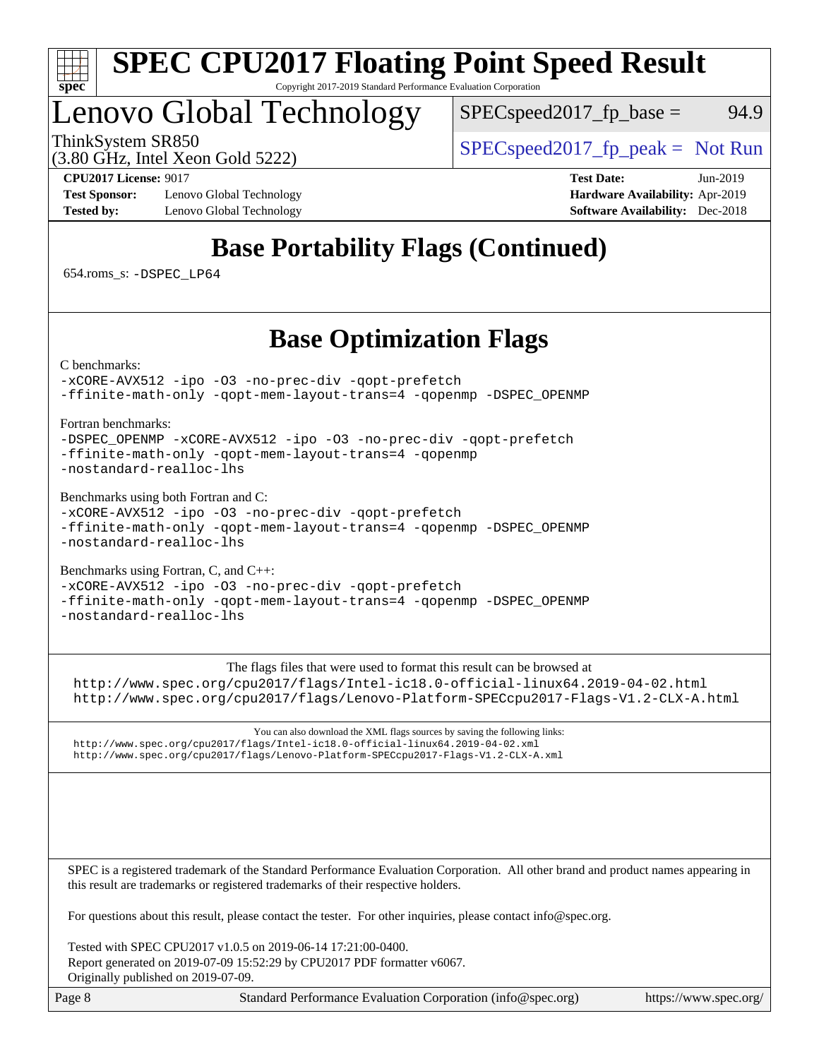# Base Portability Flags (Continued)

654.roms_s: -DSPEC_LP64

# Base Optimization Flags

C benchmarks:
-xCORE-AVX512 -ipo -O3 -no-prec-div -qopt-prefetch
-ffinite-math-only -qopt-mem-layout-trans=4 -qopenmp -DSPEC_OPENMP

Fortran benchmarks:
-DSPEC_OPENMP -xCORE-AVX512 -ipo -O3 -no-prec-div -qopt-prefetch
-ffinite-math-only -qopt-mem-layout-trans=4 -qopenmp
-nostandard-realloc-lhs

Benchmarks using both Fortran and C:
-xCORE-AVX512 -ipo -O3 -no-prec-div -qopt-prefetch
-ffinite-math-only -qopt-mem-layout-trans=4 -qopenmp -DSPEC_OPENMP
-nostandard-realloc-lhs

Benchmarks using Fortran, C, and C++:
-xCORE-AVX512 -ipo -O3 -no-prec-div -qopt-prefetch
-ffinite-math-only -qopt-mem-layout-trans=4 -qopenmp -DSPEC_OPENMP
-nostandard-realloc-lhs

The flags files that were used to format this result can be browsed at
http://www.spec.org/cpu2017/flags/Intel-ic18.0-official-linux64.2019-04-02.html
http://www.spec.org/cpu2017/flags/Lenovo-Platform-SPECcpu2017-Flags-V1.2-CLX-A.html

You can also download the XML flags sources by saving the following links:
http://www.spec.org/cpu2017/flags/Intel-ic18.0-official-linux64.2019-04-02.xml
http://www.spec.org/cpu2017/flags/Lenovo-Platform-SPECcpu2017-Flags-V1.2-CLX-A.xml

SPEC is a registered trademark of the Standard Performance Evaluation Corporation. All other brand and product names appearing in this result are trademarks or registered trademarks of their respective holders.

For questions about this result, please contact the tester. For other inquiries, please contact info@spec.org.

Tested with SPEC CPU2017 v1.0.5 on 2019-06-14 17:21:00-0400.
Report generated on 2019-07-09 15:52:29 by CPU2017 PDF formatter v6067.
Originally published on 2019-07-09.